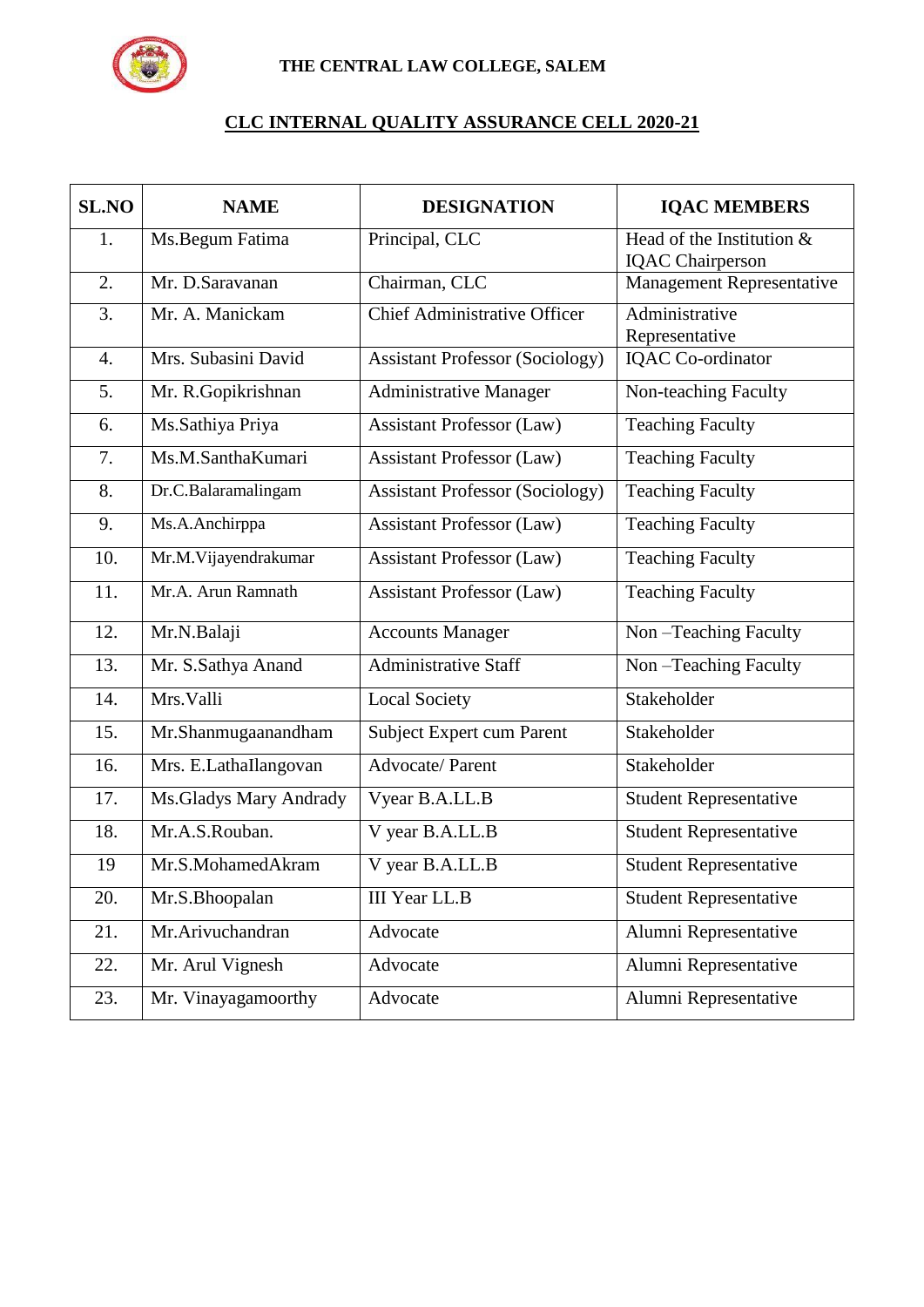**THE CENTRAL LAW COLLEGE, SALEM**

## CLC INTERNAL QUALITY ASSURANCE CELL 2020-21

| SL.NO | NAME | DESIGNATION | IQAC MEMBERS |
|---|---|---|---|
| 1. | Ms.Begum Fatima | Principal, CLC | Head of the Institution & IQAC Chairperson |
| 2. | Mr. D.Saravanan | Chairman, CLC | Management Representative |
| 3. | Mr. A. Manickam | Chief Administrative Officer | Administrative Representative |
| 4. | Mrs. Subasini David | Assistant Professor (Sociology) | IQAC Co-ordinator |
| 5. | Mr. R.Gopikrishnan | Administrative Manager | Non-teaching Faculty |
| 6. | Ms.Sathiya Priya | Assistant Professor (Law) | Teaching Faculty |
| 7. | Ms.M.SanthaKumari | Assistant Professor (Law) | Teaching Faculty |
| 8. | Dr.C.Balaramalingam | Assistant Professor (Sociology) | Teaching Faculty |
| 9. | Ms.A.Anchirppa | Assistant Professor (Law) | Teaching Faculty |
| 10. | Mr.M.Vijayendrakumar | Assistant Professor (Law) | Teaching Faculty |
| 11. | Mr.A. Arun Ramnath | Assistant Professor (Law) | Teaching Faculty |
| 12. | Mr.N.Balaji | Accounts Manager | Non –Teaching Faculty |
| 13. | Mr. S.Sathya Anand | Administrative Staff | Non –Teaching Faculty |
| 14. | Mrs.Valli | Local Society | Stakeholder |
| 15. | Mr.Shanmugaanandham | Subject Expert cum Parent | Stakeholder |
| 16. | Mrs. E.LathaIlangovan | Advocate/ Parent | Stakeholder |
| 17. | Ms.Gladys Mary Andrady | Vyear B.A.LL.B | Student Representative |
| 18. | Mr.A.S.Rouban. | V year B.A.LL.B | Student Representative |
| 19 | Mr.S.MohamedAkram | V year B.A.LL.B | Student Representative |
| 20. | Mr.S.Bhoopalan | III Year LL.B | Student Representative |
| 21. | Mr.Arivuchandran | Advocate | Alumni Representative |
| 22. | Mr. Arul Vignesh | Advocate | Alumni Representative |
| 23. | Mr. Vinayagamoorthy | Advocate | Alumni Representative |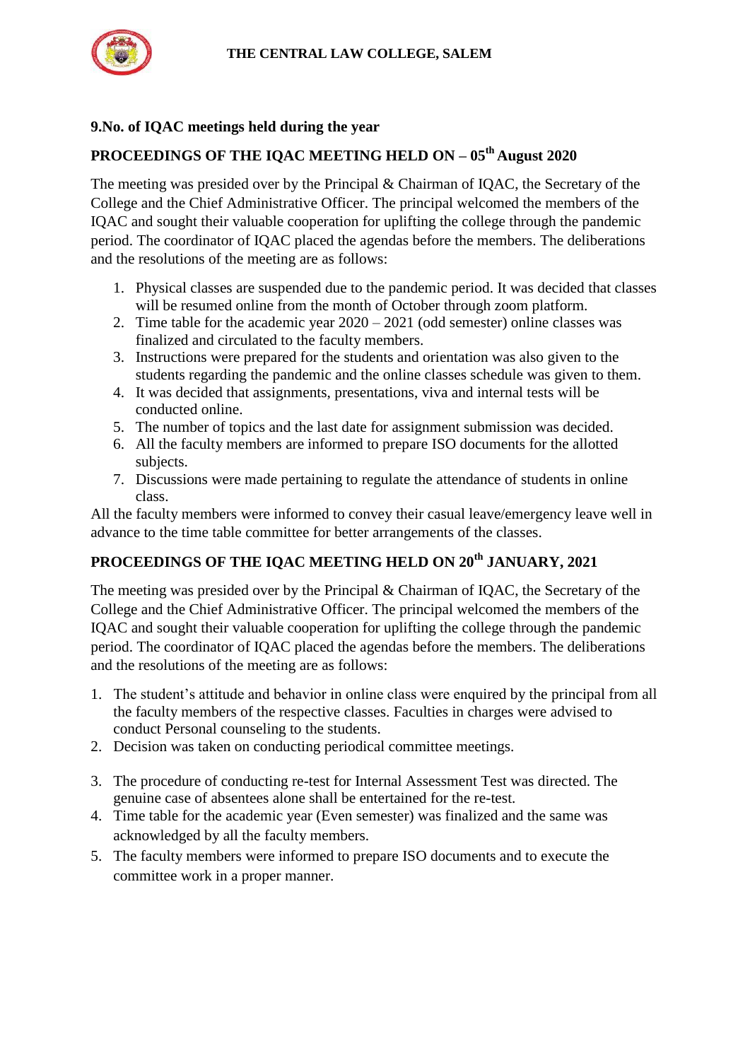**9.No. of IQAC meetings held during the year**

## PROCEEDINGS OF THE IQAC MEETING HELD ON – 05th August 2020

The meeting was presided over by the Principal & Chairman of IQAC, the Secretary of the College and the Chief Administrative Officer. The principal welcomed the members of the IQAC and sought their valuable cooperation for uplifting the college through the pandemic period. The coordinator of IQAC placed the agendas before the members. The deliberations and the resolutions of the meeting are as follows:

1. Physical classes are suspended due to the pandemic period. It was decided that classes will be resumed online from the month of October through zoom platform.
2. Time table for the academic year 2020 – 2021 (odd semester) online classes was finalized and circulated to the faculty members.
3. Instructions were prepared for the students and orientation was also given to the students regarding the pandemic and the online classes schedule was given to them.
4. It was decided that assignments, presentations, viva and internal tests will be conducted online.
5. The number of topics and the last date for assignment submission was decided.
6. All the faculty members are informed to prepare ISO documents for the allotted subjects.
7. Discussions were made pertaining to regulate the attendance of students in online class.

All the faculty members were informed to convey their casual leave/emergency leave well in advance to the time table committee for better arrangements of the classes.

## PROCEEDINGS OF THE IQAC MEETING HELD ON 20th JANUARY, 2021

The meeting was presided over by the Principal & Chairman of IQAC, the Secretary of the College and the Chief Administrative Officer. The principal welcomed the members of the IQAC and sought their valuable cooperation for uplifting the college through the pandemic period. The coordinator of IQAC placed the agendas before the members. The deliberations and the resolutions of the meeting are as follows:

1. The student's attitude and behavior in online class were enquired by the principal from all the faculty members of the respective classes. Faculties in charges were advised to conduct Personal counseling to the students.
2. Decision was taken on conducting periodical committee meetings.
3. The procedure of conducting re-test for Internal Assessment Test was directed. The genuine case of absentees alone shall be entertained for the re-test.
4. Time table for the academic year (Even semester) was finalized and the same was acknowledged by all the faculty members.
5. The faculty members were informed to prepare ISO documents and to execute the committee work in a proper manner.